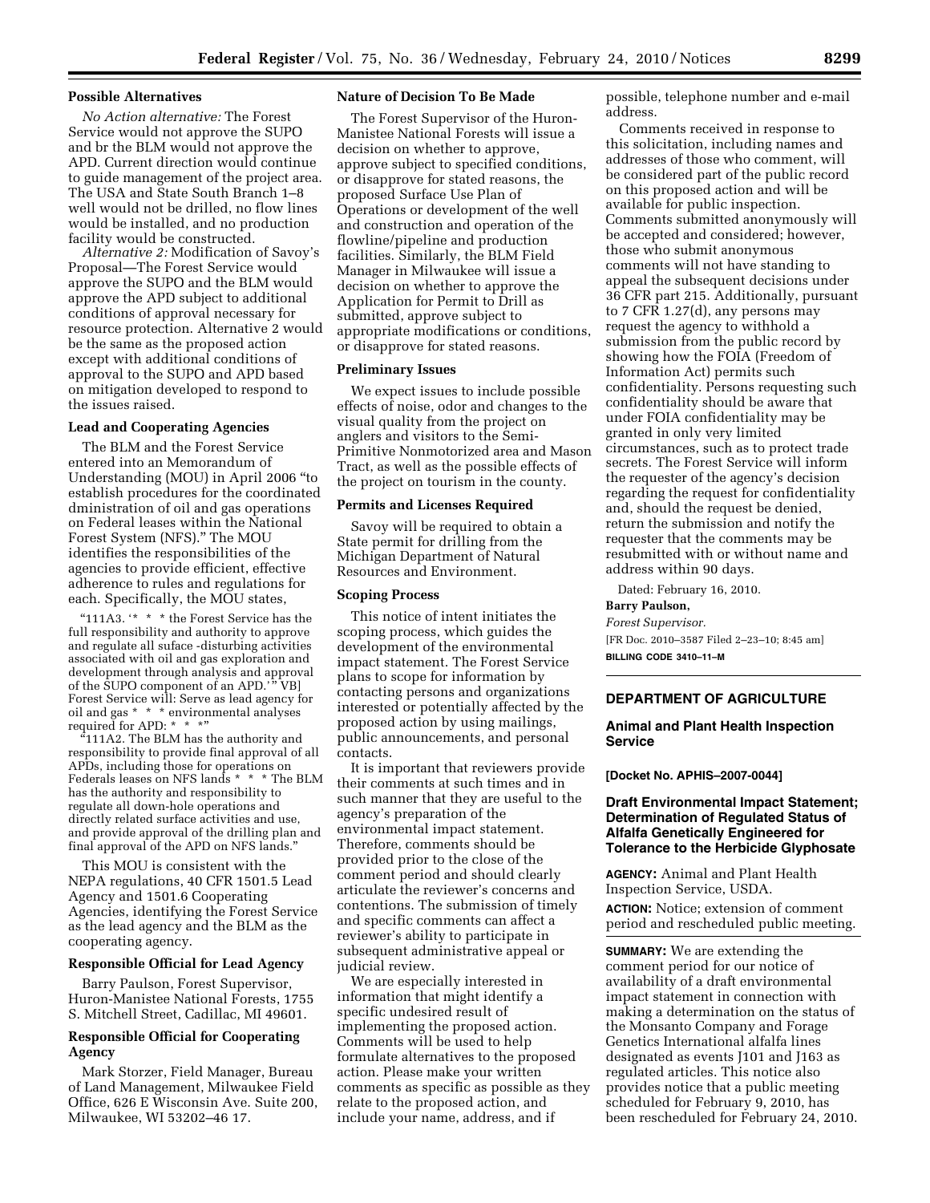**Possible Alternatives**

*No Action alternative:* The Forest Service would not approve the SUPO and br the BLM would not approve the APD. Current direction would continue to guide management of the project area. The USA and State South Branch 1–8 well would not be drilled, no flow lines would be installed, and no production facility would be constructed.

*Alternative 2:* Modification of Savoy's Proposal—The Forest Service would approve the SUPO and the BLM would approve the APD subject to additional conditions of approval necessary for resource protection. Alternative 2 would be the same as the proposed action except with additional conditions of approval to the SUPO and APD based on mitigation developed to respond to the issues raised.

**Lead and Cooperating Agencies**

The BLM and the Forest Service entered into an Memorandum of Understanding (MOU) in April 2006 "to establish procedures for the coordinated dministration of oil and gas operations on Federal leases within the National Forest System (NFS)." The MOU identifies the responsibilities of the agencies to provide efficient, effective adherence to rules and regulations for each. Specifically, the MOU states,

> "111A3. '* * * the Forest Service has the full responsibility and authority to approve and regulate all suface -disturbing activities associated with oil and gas exploration and development through analysis and approval of the SUPO component of an APD.'" VB] Forest Service will: Serve as lead agency for oil and gas * * * environmental analyses required for APD: * * *"
>
> "111A2. The BLM has the authority and responsibility to provide final approval of all APDs, including those for operations on Federals leases on NFS lands * * * The BLM has the authority and responsibility to regulate all down-hole operations and directly related surface activities and use, and provide approval of the drilling plan and final approval of the APD on NFS lands."

This MOU is consistent with the NEPA regulations, 40 CFR 1501.5 Lead Agency and 1501.6 Cooperating Agencies, identifying the Forest Service as the lead agency and the BLM as the cooperating agency.

**Responsible Official for Lead Agency**

Barry Paulson, Forest Supervisor, Huron-Manistee National Forests, 1755 S. Mitchell Street, Cadillac, MI 49601.

**Responsible Official for Cooperating Agency**

Mark Storzer, Field Manager, Bureau of Land Management, Milwaukee Field Office, 626 E Wisconsin Ave. Suite 200, Milwaukee, WI 53202–46 17.

**Nature of Decision To Be Made**

The Forest Supervisor of the Huron-Manistee National Forests will issue a decision on whether to approve, approve subject to specified conditions, or disapprove for stated reasons, the proposed Surface Use Plan of Operations or development of the well and construction and operation of the flowline/pipeline and production facilities. Similarly, the BLM Field Manager in Milwaukee will issue a decision on whether to approve the Application for Permit to Drill as submitted, approve subject to appropriate modifications or conditions, or disapprove for stated reasons.

**Preliminary Issues**

We expect issues to include possible effects of noise, odor and changes to the visual quality from the project on anglers and visitors to the Semi-Primitive Nonmotorized area and Mason Tract, as well as the possible effects of the project on tourism in the county.

**Permits and Licenses Required**

Savoy will be required to obtain a State permit for drilling from the Michigan Department of Natural Resources and Environment.

**Scoping Process**

This notice of intent initiates the scoping process, which guides the development of the environmental impact statement. The Forest Service plans to scope for information by contacting persons and organizations interested or potentially affected by the proposed action by using mailings, public announcements, and personal contacts.

It is important that reviewers provide their comments at such times and in such manner that they are useful to the agency's preparation of the environmental impact statement. Therefore, comments should be provided prior to the close of the comment period and should clearly articulate the reviewer's concerns and contentions. The submission of timely and specific comments can affect a reviewer's ability to participate in subsequent administrative appeal or judicial review.

We are especially interested in information that might identify a specific undesired result of implementing the proposed action. Comments will be used to help formulate alternatives to the proposed action. Please make your written comments as specific as possible as they relate to the proposed action, and include your name, address, and if possible, telephone number and e-mail address.

Comments received in response to this solicitation, including names and addresses of those who comment, will be considered part of the public record on this proposed action and will be available for public inspection. Comments submitted anonymously will be accepted and considered; however, those who submit anonymous comments will not have standing to appeal the subsequent decisions under 36 CFR part 215. Additionally, pursuant to 7 CFR 1.27(d), any persons may request the agency to withhold a submission from the public record by showing how the FOIA (Freedom of Information Act) permits such confidentiality. Persons requesting such confidentiality should be aware that under FOIA confidentiality may be granted in only very limited circumstances, such as to protect trade secrets. The Forest Service will inform the requester of the agency's decision regarding the request for confidentiality and, should the request be denied, return the submission and notify the requester that the comments may be resubmitted with or without name and address within 90 days.

Dated: February 16, 2010.

**Barry Paulson,**

*Forest Supervisor.*

[FR Doc. 2010–3587 Filed 2–23–10; 8:45 am]

**BILLING CODE 3410–11–M**

---

## DEPARTMENT OF AGRICULTURE

### Animal and Plant Health Inspection Service

**[Docket No. APHIS–2007–0044]**

### Draft Environmental Impact Statement; Determination of Regulated Status of Alfalfa Genetically Engineered for Tolerance to the Herbicide Glyphosate

**AGENCY:** Animal and Plant Health Inspection Service, USDA.

**ACTION:** Notice; extension of comment period and rescheduled public meeting.

**SUMMARY:** We are extending the comment period for our notice of availability of a draft environmental impact statement in connection with making a determination on the status of the Monsanto Company and Forage Genetics International alfalfa lines designated as events J101 and J163 as regulated articles. This notice also provides notice that a public meeting scheduled for February 9, 2010, has been rescheduled for February 24, 2010.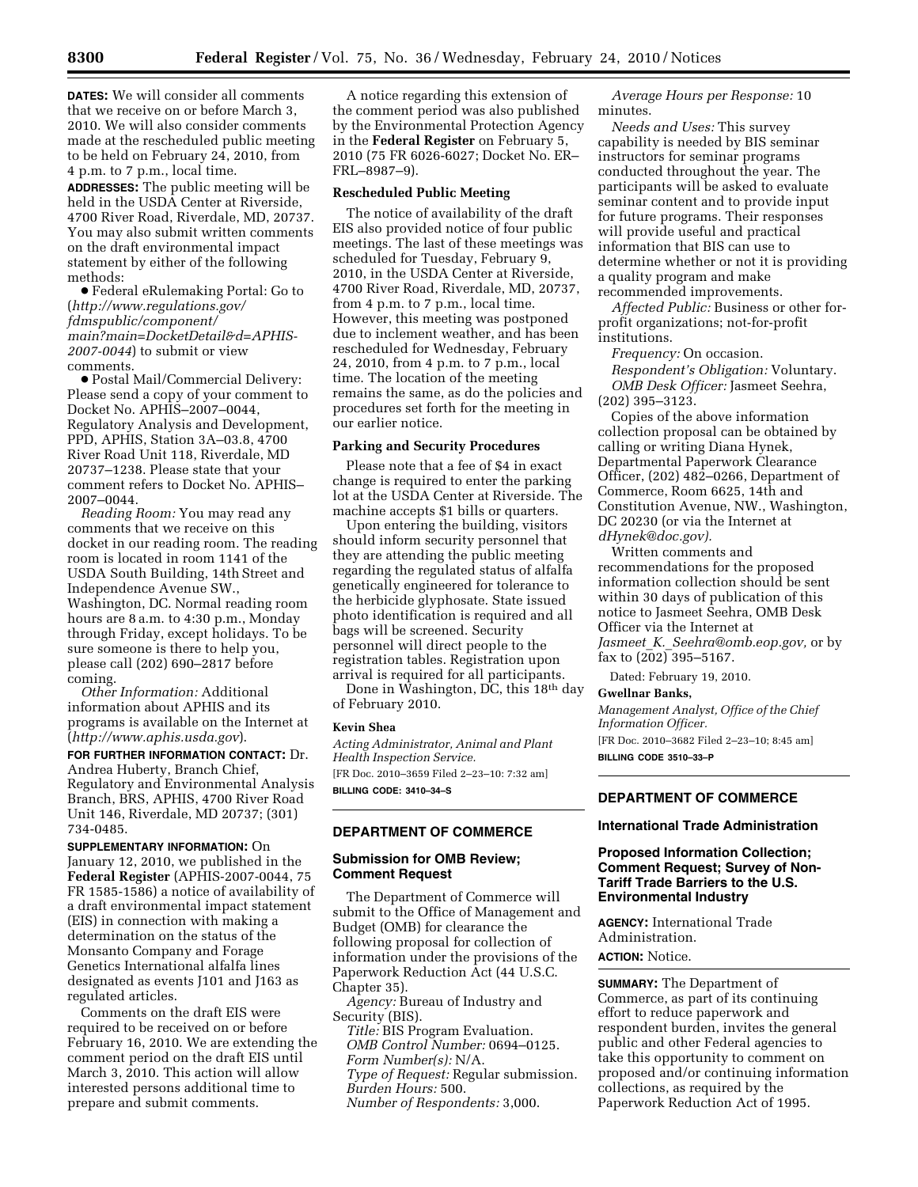**DATES:** We will consider all comments that we receive on or before March 3, 2010. We will also consider comments made at the rescheduled public meeting to be held on February 24, 2010, from 4 p.m. to 7 p.m., local time.

**ADDRESSES:** The public meeting will be held in the USDA Center at Riverside, 4700 River Road, Riverdale, MD, 20737. You may also submit written comments on the draft environmental impact statement by either of the following methods:

- Federal eRulemaking Portal: Go to (*http://www.regulations.gov/fdmspublic/component/main?main=DocketDetail&d=APHIS-2007-0044*) to submit or view comments.
- Postal Mail/Commercial Delivery: Please send a copy of your comment to Docket No. APHIS–2007–0044, Regulatory Analysis and Development, PPD, APHIS, Station 3A–03.8, 4700 River Road Unit 118, Riverdale, MD 20737–1238. Please state that your comment refers to Docket No. APHIS–2007–0044.

*Reading Room:* You may read any comments that we receive on this docket in our reading room. The reading room is located in room 1141 of the USDA South Building, 14th Street and Independence Avenue SW., Washington, DC. Normal reading room hours are 8 a.m. to 4:30 p.m., Monday through Friday, except holidays. To be sure someone is there to help you, please call (202) 690–2817 before coming.

*Other Information:* Additional information about APHIS and its programs is available on the Internet at (*http://www.aphis.usda.gov*).

**FOR FURTHER INFORMATION CONTACT:** Dr. Andrea Huberty, Branch Chief, Regulatory and Environmental Analysis Branch, BRS, APHIS, 4700 River Road Unit 146, Riverdale, MD 20737; (301) 734-0485.

**SUPPLEMENTARY INFORMATION:** On January 12, 2010, we published in the **Federal Register** (APHIS-2007-0044, 75 FR 1585-1586) a notice of availability of a draft environmental impact statement (EIS) in connection with making a determination on the status of the Monsanto Company and Forage Genetics International alfalfa lines designated as events J101 and J163 as regulated articles.

Comments on the draft EIS were required to be received on or before February 16, 2010. We are extending the comment period on the draft EIS until March 3, 2010. This action will allow interested persons additional time to prepare and submit comments.

A notice regarding this extension of the comment period was also published by the Environmental Protection Agency in the **Federal Register** on February 5, 2010 (75 FR 6026-6027; Docket No. ER–FRL–8987–9).

### Rescheduled Public Meeting

The notice of availability of the draft EIS also provided notice of four public meetings. The last of these meetings was scheduled for Tuesday, February 9, 2010, in the USDA Center at Riverside, 4700 River Road, Riverdale, MD, 20737, from 4 p.m. to 7 p.m., local time. However, this meeting was postponed due to inclement weather, and has been rescheduled for Wednesday, February 24, 2010, from 4 p.m. to 7 p.m., local time. The location of the meeting remains the same, as do the policies and procedures set forth for the meeting in our earlier notice.

### Parking and Security Procedures

Please note that a fee of $4 in exact change is required to enter the parking lot at the USDA Center at Riverside. The machine accepts $1 bills or quarters.

Upon entering the building, visitors should inform security personnel that they are attending the public meeting regarding the regulated status of alfalfa genetically engineered for tolerance to the herbicide glyphosate. State issued photo identification is required and all bags will be screened. Security personnel will direct people to the registration tables. Registration upon arrival is required for all participants.

Done in Washington, DC, this 18th day of February 2010.

**Kevin Shea**

*Acting Administrator, Animal and Plant Health Inspection Service.*

[FR Doc. 2010–3659 Filed 2–23–10; 7:32 am]

**BILLING CODE: 3410–34–S**

## DEPARTMENT OF COMMERCE

### Submission for OMB Review; Comment Request

The Department of Commerce will submit to the Office of Management and Budget (OMB) for clearance the following proposal for collection of information under the provisions of the Paperwork Reduction Act (44 U.S.C. Chapter 35).

*Agency:* Bureau of Industry and Security (BIS).

*Title:* BIS Program Evaluation.

*OMB Control Number:* 0694–0125.

*Form Number(s):* N/A.

*Type of Request:* Regular submission.

*Burden Hours:* 500.

*Number of Respondents:* 3,000.

*Average Hours per Response:* 10 minutes.

*Needs and Uses:* This survey capability is needed by BIS seminar instructors for seminar programs conducted throughout the year. The participants will be asked to evaluate seminar content and to provide input for future programs. Their responses will provide useful and practical information that BIS can use to determine whether or not it is providing a quality program and make recommended improvements.

*Affected Public:* Business or other for-profit organizations; not-for-profit institutions.

*Frequency:* On occasion.

*Respondent's Obligation:* Voluntary.

*OMB Desk Officer:* Jasmeet Seehra, (202) 395–3123.

Copies of the above information collection proposal can be obtained by calling or writing Diana Hynek, Departmental Paperwork Clearance Officer, (202) 482–0266, Department of Commerce, Room 6625, 14th and Constitution Avenue, NW., Washington, DC 20230 (or via the Internet at *dHynek@doc.gov).*

Written comments and recommendations for the proposed information collection should be sent within 30 days of publication of this notice to Jasmeet Seehra, OMB Desk Officer via the Internet at *Jasmeet_K._Seehra@omb.eop.gov,* or by fax to (202) 395–5167.

Dated: February 19, 2010.

**Gwellnar Banks,**

*Management Analyst, Office of the Chief Information Officer.*

[FR Doc. 2010–3682 Filed 2–23–10; 8:45 am]

**BILLING CODE 3510–33–P**

## DEPARTMENT OF COMMERCE

### International Trade Administration

### Proposed Information Collection; Comment Request; Survey of Non-Tariff Trade Barriers to the U.S. Environmental Industry

**AGENCY:** International Trade Administration.

**ACTION:** Notice.

**SUMMARY:** The Department of Commerce, as part of its continuing effort to reduce paperwork and respondent burden, invites the general public and other Federal agencies to take this opportunity to comment on proposed and/or continuing information collections, as required by the Paperwork Reduction Act of 1995.